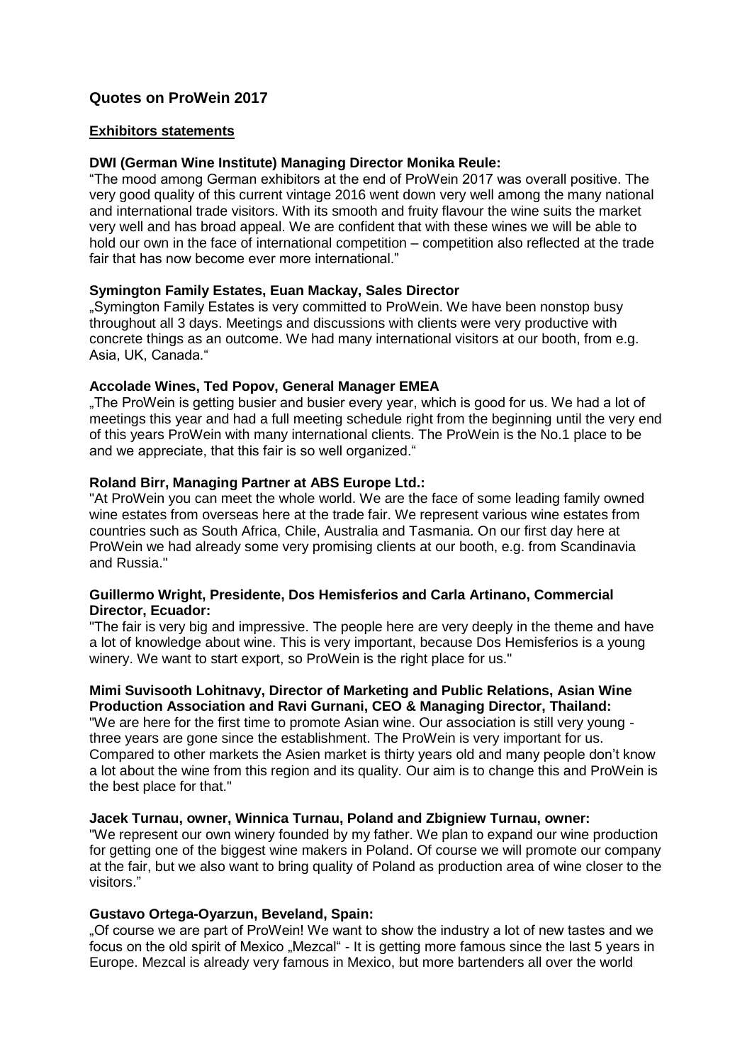## Quotes on ProWein 2017

### Exhibitors statements

**DWI (German Wine Institute) Managing Director Monika Reule:**

"The mood among German exhibitors at the end of ProWein 2017 was overall positive. The very good quality of this current vintage 2016 went down very well among the many national and international trade visitors. With its smooth and fruity flavour the wine suits the market very well and has broad appeal. We are confident that with these wines we will be able to hold our own in the face of international competition – competition also reflected at the trade fair that has now become ever more international."

**Symington Family Estates, Euan Mackay, Sales Director**

„Symington Family Estates is very committed to ProWein. We have been nonstop busy throughout all 3 days. Meetings and discussions with clients were very productive with concrete things as an outcome. We had many international visitors at our booth, from e.g. Asia, UK, Canada."

**Accolade Wines, Ted Popov, General Manager EMEA**

„The ProWein is getting busier and busier every year, which is good for us. We had a lot of meetings this year and had a full meeting schedule right from the beginning until the very end of this years ProWein with many international clients. The ProWein is the No.1 place to be and we appreciate, that this fair is so well organized."

**Roland Birr, Managing Partner at ABS Europe Ltd.:**

"At ProWein you can meet the whole world. We are the face of some leading family owned wine estates from overseas here at the trade fair. We represent various wine estates from countries such as South Africa, Chile, Australia and Tasmania. On our first day here at ProWein we had already some very promising clients at our booth, e.g. from Scandinavia and Russia."

**Guillermo Wright, Presidente, Dos Hemisferios and Carla Artinano, Commercial Director, Ecuador:**

"The fair is very big and impressive. The people here are very deeply in the theme and have a lot of knowledge about wine. This is very important, because Dos Hemisferios is a young winery. We want to start export, so ProWein is the right place for us."

**Mimi Suvisooth Lohitnavy, Director of Marketing and Public Relations, Asian Wine Production Association and Ravi Gurnani, CEO & Managing Director, Thailand:**

"We are here for the first time to promote Asian wine. Our association is still very young - three years are gone since the establishment. The ProWein is very important for us. Compared to other markets the Asien market is thirty years old and many people don't know a lot about the wine from this region and its quality. Our aim is to change this and ProWein is the best place for that."

**Jacek Turnau, owner, Winnica Turnau, Poland and Zbigniew Turnau, owner:**

"We represent our own winery founded by my father. We plan to expand our wine production for getting one of the biggest wine makers in Poland. Of course we will promote our company at the fair, but we also want to bring quality of Poland as production area of wine closer to the visitors."

**Gustavo Ortega-Oyarzun, Beveland, Spain:**

„Of course we are part of ProWein! We want to show the industry a lot of new tastes and we focus on the old spirit of Mexico „Mezcal" - It is getting more famous since the last 5 years in Europe. Mezcal is already very famous in Mexico, but more bartenders all over the world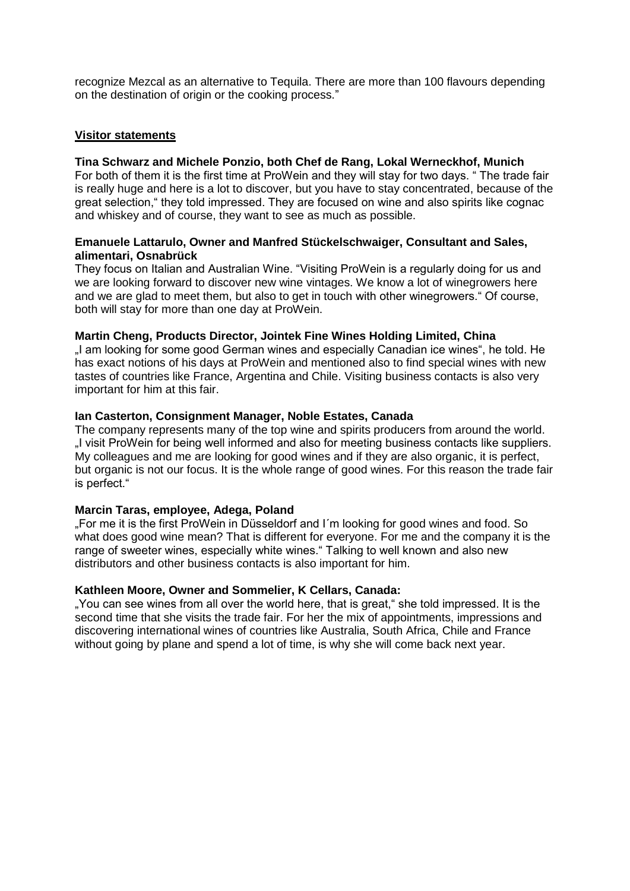recognize Mezcal as an alternative to Tequila. There are more than 100 flavours depending on the destination of origin or the cooking process."

## Visitor statements

**Tina Schwarz and Michele Ponzio, both Chef de Rang, Lokal Werneckhof, Munich**
For both of them it is the first time at ProWein and they will stay for two days. " The trade fair is really huge and here is a lot to discover, but you have to stay concentrated, because of the great selection," they told impressed. They are focused on wine and also spirits like cognac and whiskey and of course, they want to see as much as possible.

**Emanuele Lattarulo, Owner and Manfred Stückelschwaiger, Consultant and Sales, alimentari, Osnabrück**
They focus on Italian and Australian Wine. "Visiting ProWein is a regularly doing for us and we are looking forward to discover new wine vintages. We know a lot of winegrowers here and we are glad to meet them, but also to get in touch with other winegrowers." Of course, both will stay for more than one day at ProWein.

**Martin Cheng, Products Director, Jointek Fine Wines Holding Limited, China**
„I am looking for some good German wines and especially Canadian ice wines", he told. He has exact notions of his days at ProWein and mentioned also to find special wines with new tastes of countries like France, Argentina and Chile. Visiting business contacts is also very important for him at this fair.

**Ian Casterton, Consignment Manager, Noble Estates, Canada**
The company represents many of the top wine and spirits producers from around the world. „I visit ProWein for being well informed and also for meeting business contacts like suppliers. My colleagues and me are looking for good wines and if they are also organic, it is perfect, but organic is not our focus. It is the whole range of good wines. For this reason the trade fair is perfect."

**Marcin Taras, employee, Adega, Poland**
„For me it is the first ProWein in Düsseldorf and I´m looking for good wines and food. So what does good wine mean? That is different for everyone. For me and the company it is the range of sweeter wines, especially white wines." Talking to well known and also new distributors and other business contacts is also important for him.

**Kathleen Moore, Owner and Sommelier, K Cellars, Canada:**
„You can see wines from all over the world here, that is great," she told impressed. It is the second time that she visits the trade fair. For her the mix of appointments, impressions and discovering international wines of countries like Australia, South Africa, Chile and France without going by plane and spend a lot of time, is why she will come back next year.